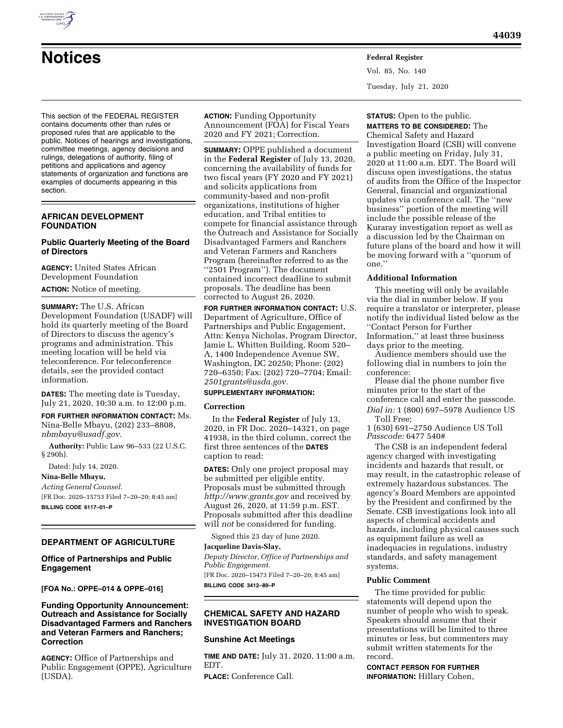# Notices

This section of the FEDERAL REGISTER contains documents other than rules or proposed rules that are applicable to the public. Notices of hearings and investigations, committee meetings, agency decisions and rulings, delegations of authority, filing of petitions and applications and agency statements of organization and functions are examples of documents appearing in this section.

## AFRICAN DEVELOPMENT FOUNDATION

### Public Quarterly Meeting of the Board of Directors

**AGENCY:** United States African Development Foundation

**ACTION:** Notice of meeting.

**SUMMARY:** The U.S. African Development Foundation (USADF) will hold its quarterly meeting of the Board of Directors to discuss the agency's programs and administration. This meeting location will be held via teleconference. For teleconference details, see the provided contact information.

**DATES:** The meeting date is Tuesday, July 21, 2020, 10:30 a.m. to 12:00 p.m.

**FOR FURTHER INFORMATION CONTACT:** Ms. Nina-Belle Mbayu, (202) 233–8808, *nbmbayu@usadf.gov.*

**Authority:** Public Law 96–533 (22 U.S.C. § 290h).

Dated: July 14, 2020.

**Nina-Belle Mbayu,**

*Acting General Counsel.*

[FR Doc. 2020–15753 Filed 7–20–20; 8:45 am]

**BILLING CODE 6117–01–P**

## DEPARTMENT OF AGRICULTURE

### Office of Partnerships and Public Engagement

**[FOA No.: OPPE–014 & OPPE–016]**

### Funding Opportunity Announcement: Outreach and Assistance for Socially Disadvantaged Farmers and Ranchers and Veteran Farmers and Ranchers; Correction

**AGENCY:** Office of Partnerships and Public Engagement (OPPE), Agriculture (USDA).

**ACTION:** Funding Opportunity Announcement (FOA) for Fiscal Years 2020 and FY 2021; Correction.

**SUMMARY:** OPPE published a document in the **Federal Register** of July 13, 2020, concerning the availability of funds for two fiscal years (FY 2020 and FY 2021) and solicits applications from community-based and non-profit organizations, institutions of higher education, and Tribal entities to compete for financial assistance through the Outreach and Assistance for Socially Disadvantaged Farmers and Ranchers and Veteran Farmers and Ranchers Program (hereinafter referred to as the ''2501 Program''). The document contained incorrect deadline to submit proposals. The deadline has been corrected to August 26, 2020.

**FOR FURTHER INFORMATION CONTACT:** U.S. Department of Agriculture, Office of Partnerships and Public Engagement, Attn: Kenya Nicholas, Program Director, Jamie L. Whitten Building, Room 520–A, 1400 Independence Avenue SW, Washington, DC 20250; Phone: (202) 720–6350; Fax: (202) 720–7704; Email: *2501grants@usda.gov.*

**SUPPLEMENTARY INFORMATION:**

**Correction**

In the **Federal Register** of July 13, 2020, in FR Doc. 2020–14321, on page 41938, in the third column, correct the first three sentences of the **DATES** caption to read:

**DATES:** Only one project proposal may be submitted per eligible entity. Proposals must be submitted through *http://www.grants.gov* and received by August 26, 2020, at 11:59 p.m. EST. Proposals submitted after this deadline will *not* be considered for funding.

Signed this 23 day of June 2020.

**Jacqueline Davis-Slay,**

*Deputy Director, Office of Partnerships and Public Engagement.*

[FR Doc. 2020–15473 Filed 7–20–20; 8:45 am]

**BILLING CODE 3412–89–P**

## CHEMICAL SAFETY AND HAZARD INVESTIGATION BOARD

### Sunshine Act Meetings

**TIME AND DATE:** July 31, 2020, 11:00 a.m. EDT.

**PLACE:** Conference Call.

**STATUS:** Open to the public.

**MATTERS TO BE CONSIDERED:** The Chemical Safety and Hazard Investigation Board (CSB) will convene a public meeting on Friday, July 31, 2020 at 11:00 a.m. EDT. The Board will discuss open investigations, the status of audits from the Office of the Inspector General, financial and organizational updates via conference call. The ''new business'' portion of the meeting will include the possible release of the Kuraray investigation report as well as a discussion led by the Chairman on future plans of the board and how it will be moving forward with a ''quorum of one.''

**Additional Information**

This meeting will only be available via the dial in number below. If you require a translator or interpreter, please notify the individual listed below as the ''Contact Person for Further Information,'' at least three business days prior to the meeting.

Audience members should use the following dial in numbers to join the conference:

Please dial the phone number five minutes prior to the start of the conference call and enter the passcode.

*Dial in:* 1 (800) 697–5978 Audience US Toll Free;

1 (630) 691–2750 Audience US Toll

*Passcode:* 6477 540#

The CSB is an independent federal agency charged with investigating incidents and hazards that result, or may result, in the catastrophic release of extremely hazardous substances. The agency's Board Members are appointed by the President and confirmed by the Senate. CSB investigations look into all aspects of chemical accidents and hazards, including physical causes such as equipment failure as well as inadequacies in regulations, industry standards, and safety management systems.

**Public Comment**

The time provided for public statements will depend upon the number of people who wish to speak. Speakers should assume that their presentations will be limited to three minutes or less, but commenters may submit written statements for the record.

**CONTACT PERSON FOR FURTHER INFORMATION:** Hillary Cohen,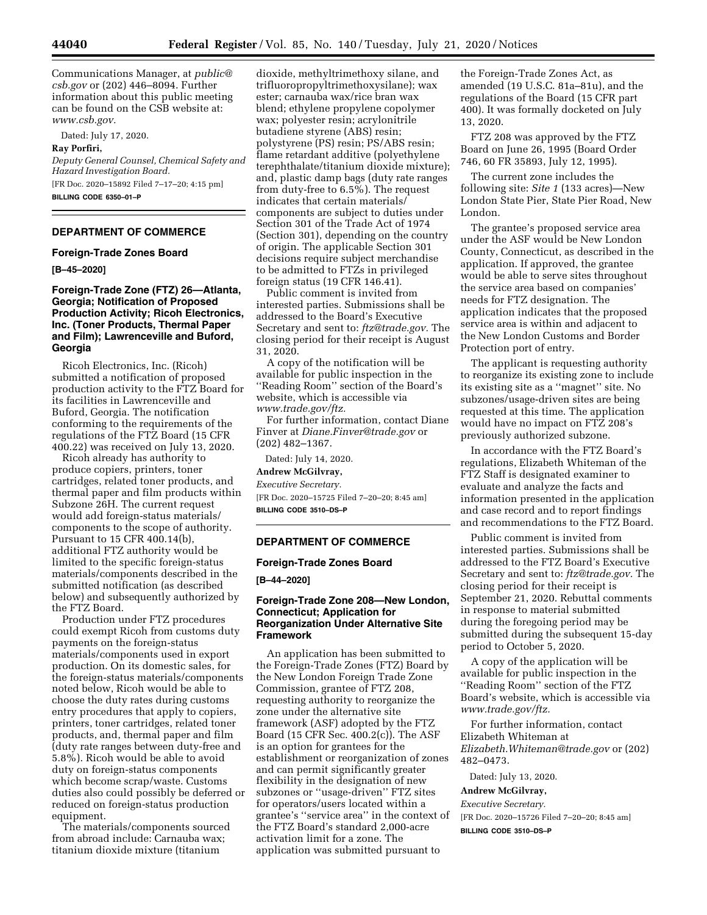Communications Manager, at *public@csb.gov* or (202) 446–8094. Further information about this public meeting can be found on the CSB website at: *www.csb.gov.*

Dated: July 17, 2020.

**Ray Porfiri,**

*Deputy General Counsel, Chemical Safety and Hazard Investigation Board.*

[FR Doc. 2020–15892 Filed 7–17–20; 4:15 pm]

**BILLING CODE 6350–01–P**

## DEPARTMENT OF COMMERCE

### Foreign-Trade Zones Board

**[B–45–2020]**

### Foreign-Trade Zone (FTZ) 26—Atlanta, Georgia; Notification of Proposed Production Activity; Ricoh Electronics, Inc. (Toner Products, Thermal Paper and Film); Lawrenceville and Buford, Georgia

Ricoh Electronics, Inc. (Ricoh) submitted a notification of proposed production activity to the FTZ Board for its facilities in Lawrenceville and Buford, Georgia. The notification conforming to the requirements of the regulations of the FTZ Board (15 CFR 400.22) was received on July 13, 2020.

Ricoh already has authority to produce copiers, printers, toner cartridges, related toner products, and thermal paper and film products within Subzone 26H. The current request would add foreign-status materials/components to the scope of authority. Pursuant to 15 CFR 400.14(b), additional FTZ authority would be limited to the specific foreign-status materials/components described in the submitted notification (as described below) and subsequently authorized by the FTZ Board.

Production under FTZ procedures could exempt Ricoh from customs duty payments on the foreign-status materials/components used in export production. On its domestic sales, for the foreign-status materials/components noted below, Ricoh would be able to choose the duty rates during customs entry procedures that apply to copiers, printers, toner cartridges, related toner products, and, thermal paper and film (duty rate ranges between duty-free and 5.8%). Ricoh would be able to avoid duty on foreign-status components which become scrap/waste. Customs duties also could possibly be deferred or reduced on foreign-status production equipment.

The materials/components sourced from abroad include: Carnauba wax; titanium dioxide mixture (titanium dioxide, methyltrimethoxy silane, and trifluoropropyltrimethoxysilane); wax ester; carnauba wax/rice bran wax blend; ethylene propylene copolymer wax; polyester resin; acrylonitrile butadiene styrene (ABS) resin; polystyrene (PS) resin; PS/ABS resin; flame retardant additive (polyethylene terephthalate/titanium dioxide mixture); and, plastic damp bags (duty rate ranges from duty-free to 6.5%). The request indicates that certain materials/components are subject to duties under Section 301 of the Trade Act of 1974 (Section 301), depending on the country of origin. The applicable Section 301 decisions require subject merchandise to be admitted to FTZs in privileged foreign status (19 CFR 146.41).

Public comment is invited from interested parties. Submissions shall be addressed to the Board's Executive Secretary and sent to: *ftz@trade.gov.* The closing period for their receipt is August 31, 2020.

A copy of the notification will be available for public inspection in the ''Reading Room'' section of the Board's website, which is accessible via *www.trade.gov/ftz.*

For further information, contact Diane Finver at *Diane.Finver@trade.gov* or (202) 482–1367.

Dated: July 14, 2020.

**Andrew McGilvray,**

*Executive Secretary.*

[FR Doc. 2020–15725 Filed 7–20–20; 8:45 am]

**BILLING CODE 3510–DS–P**

## DEPARTMENT OF COMMERCE

### Foreign-Trade Zones Board

**[B–44–2020]**

### Foreign-Trade Zone 208—New London, Connecticut; Application for Reorganization Under Alternative Site Framework

An application has been submitted to the Foreign-Trade Zones (FTZ) Board by the New London Foreign Trade Zone Commission, grantee of FTZ 208, requesting authority to reorganize the zone under the alternative site framework (ASF) adopted by the FTZ Board (15 CFR Sec. 400.2(c)). The ASF is an option for grantees for the establishment or reorganization of zones and can permit significantly greater flexibility in the designation of new subzones or ''usage-driven'' FTZ sites for operators/users located within a grantee's ''service area'' in the context of the FTZ Board's standard 2,000-acre activation limit for a zone. The application was submitted pursuant to the Foreign-Trade Zones Act, as amended (19 U.S.C. 81a–81u), and the regulations of the Board (15 CFR part 400). It was formally docketed on July 13, 2020.

FTZ 208 was approved by the FTZ Board on June 26, 1995 (Board Order 746, 60 FR 35893, July 12, 1995).

The current zone includes the following site: *Site 1* (133 acres)—New London State Pier, State Pier Road, New London.

The grantee's proposed service area under the ASF would be New London County, Connecticut, as described in the application. If approved, the grantee would be able to serve sites throughout the service area based on companies' needs for FTZ designation. The application indicates that the proposed service area is within and adjacent to the New London Customs and Border Protection port of entry.

The applicant is requesting authority to reorganize its existing zone to include its existing site as a ''magnet'' site. No subzones/usage-driven sites are being requested at this time. The application would have no impact on FTZ 208's previously authorized subzone.

In accordance with the FTZ Board's regulations, Elizabeth Whiteman of the FTZ Staff is designated examiner to evaluate and analyze the facts and information presented in the application and case record and to report findings and recommendations to the FTZ Board.

Public comment is invited from interested parties. Submissions shall be addressed to the FTZ Board's Executive Secretary and sent to: *ftz@trade.gov.* The closing period for their receipt is September 21, 2020. Rebuttal comments in response to material submitted during the foregoing period may be submitted during the subsequent 15-day period to October 5, 2020.

A copy of the application will be available for public inspection in the ''Reading Room'' section of the FTZ Board's website, which is accessible via *www.trade.gov/ftz.*

For further information, contact Elizabeth Whiteman at *Elizabeth.Whiteman@trade.gov* or (202) 482–0473.

Dated: July 13, 2020.

**Andrew McGilvray,**

*Executive Secretary.*

[FR Doc. 2020–15726 Filed 7–20–20; 8:45 am]

**BILLING CODE 3510–DS–P**